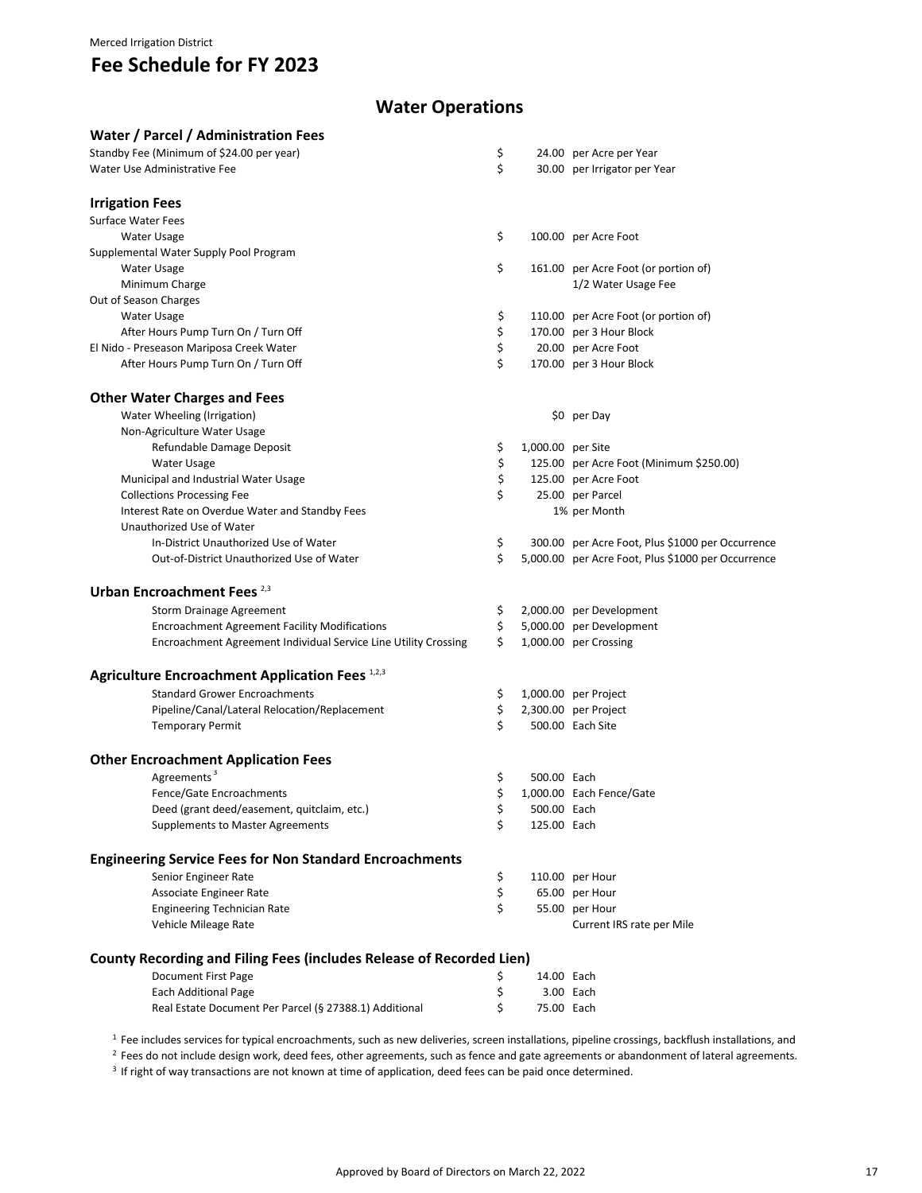Merced Irrigation District

# Fee Schedule for FY 2023

## Water Operations

### Water / Parcel / Administration Fees

| Item | Amount | Unit |
|---|---|---|
| Standby Fee (Minimum of $24.00 per year) | $ 24.00 | per Acre per Year |
| Water Use Administrative Fee | $ 30.00 | per Irrigator per Year |

### Irrigation Fees

| Item | Amount | Unit |
|---|---|---|
| Surface Water Fees | | |
| Water Usage | $ 100.00 | per Acre Foot |
| Supplemental Water Supply Pool Program | | |
| Water Usage | $ 161.00 | per Acre Foot (or portion of) |
| Minimum Charge | | 1/2 Water Usage Fee |
| Out of Season Charges | | |
| Water Usage | $ 110.00 | per Acre Foot (or portion of) |
| After Hours Pump Turn On / Turn Off | $ 170.00 | per 3 Hour Block |
| El Nido - Preseason Mariposa Creek Water | $ 20.00 | per Acre Foot |
| After Hours Pump Turn On / Turn Off | $ 170.00 | per 3 Hour Block |

### Other Water Charges and Fees

| Item | Amount | Unit |
|---|---|---|
| Water Wheeling (Irrigation) | $0 | per Day |
| Non-Agriculture Water Usage | | |
| Refundable Damage Deposit | $ 1,000.00 | per Site |
| Water Usage | $ 125.00 | per Acre Foot (Minimum $250.00) |
| Municipal and Industrial Water Usage | $ 125.00 | per Acre Foot |
| Collections Processing Fee | $ 25.00 | per Parcel |
| Interest Rate on Overdue Water and Standby Fees | 1% | per Month |
| Unauthorized Use of Water | | |
| In-District Unauthorized Use of Water | $ 300.00 | per Acre Foot, Plus $1000 per Occurrence |
| Out-of-District Unauthorized Use of Water | $ 5,000.00 | per Acre Foot, Plus $1000 per Occurrence |

### Urban Encroachment Fees [2,3]

| Item | Amount | Unit |
|---|---|---|
| Storm Drainage Agreement | $ 2,000.00 | per Development |
| Encroachment Agreement Facility Modifications | $ 5,000.00 | per Development |
| Encroachment Agreement Individual Service Line Utility Crossing | $ 1,000.00 | per Crossing |

### Agriculture Encroachment Application Fees [1,2,3]

| Item | Amount | Unit |
|---|---|---|
| Standard Grower Encroachments | $ 1,000.00 | per Project |
| Pipeline/Canal/Lateral Relocation/Replacement | $ 2,300.00 | per Project |
| Temporary Permit | $ 500.00 | Each Site |

### Other Encroachment Application Fees

| Item | Amount | Unit |
|---|---|---|
| Agreements [3] | $ 500.00 | Each |
| Fence/Gate Encroachments | $ 1,000.00 | Each Fence/Gate |
| Deed (grant deed/easement, quitclaim, etc.) | $ 500.00 | Each |
| Supplements to Master Agreements | $ 125.00 | Each |

### Engineering Service Fees for Non Standard Encroachments

| Item | Amount | Unit |
|---|---|---|
| Senior Engineer Rate | $ 110.00 | per Hour |
| Associate Engineer Rate | $ 65.00 | per Hour |
| Engineering Technician Rate | $ 55.00 | per Hour |
| Vehicle Mileage Rate | | Current IRS rate per Mile |

### County Recording and Filing Fees (includes Release of Recorded Lien)

| Item | Amount | Unit |
|---|---|---|
| Document First Page | $ 14.00 | Each |
| Each Additional Page | $ 3.00 | Each |
| Real Estate Document Per Parcel (§ 27388.1) Additional | $ 75.00 | Each |

[1] Fee includes services for typical encroachments, such as new deliveries, screen installations, pipeline crossings, backflush installations, and

[2] Fees do not include design work, deed fees, other agreements, such as fence and gate agreements or abandonment of lateral agreements.

[3] If right of way transactions are not known at time of application, deed fees can be paid once determined.

Approved by Board of Directors on March 22, 2022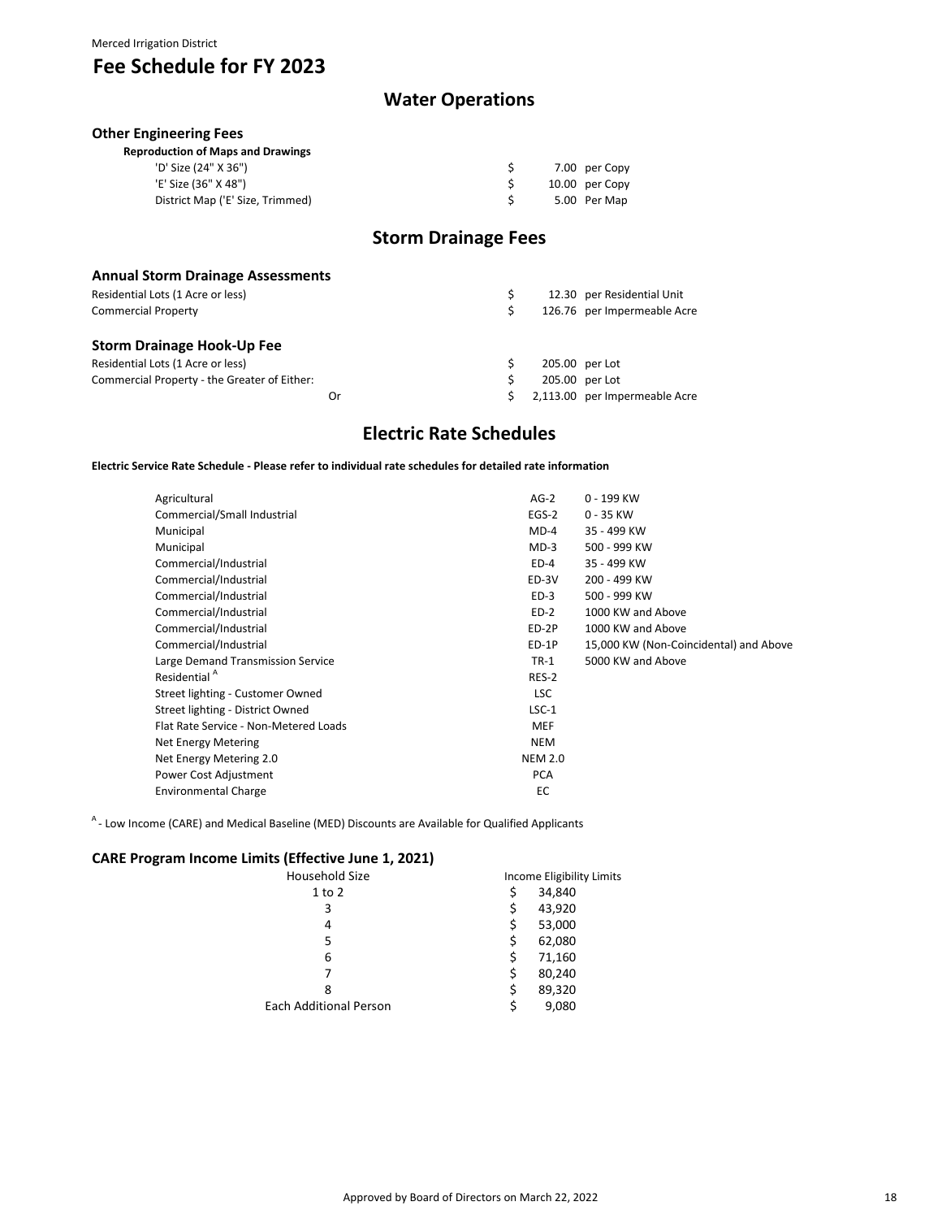Merced Irrigation District

# Fee Schedule for FY 2023

## Water Operations

### Other Engineering Fees

**Reproduction of Maps and Drawings**

| Item | Fee | Unit |
|---|---|---|
| 'D' Size (24" X 36") | $ 7.00 | per Copy |
| 'E' Size (36" X 48") | $ 10.00 | per Copy |
| District Map ('E' Size, Trimmed) | $ 5.00 | Per Map |

## Storm Drainage Fees

### Annual Storm Drainage Assessments

| Item | Fee | Unit |
|---|---|---|
| Residential Lots (1 Acre or less) | $ 12.30 | per Residential Unit |
| Commercial Property | $ 126.76 | per Impermeable Acre |

### Storm Drainage Hook-Up Fee

| Item | Fee | Unit |
|---|---|---|
| Residential Lots (1 Acre or less) | $ 205.00 | per Lot |
| Commercial Property - the Greater of Either: | $ 205.00 | per Lot |
| Or | $ 2,113.00 | per Impermeable Acre |

## Electric Rate Schedules

**Electric Service Rate Schedule - Please refer to individual rate schedules for detailed rate information**

| Service | Schedule | Demand |
|---|---|---|
| Agricultural | AG-2 | 0 - 199 KW |
| Commercial/Small Industrial | EGS-2 | 0 - 35 KW |
| Municipal | MD-4 | 35 - 499 KW |
| Municipal | MD-3 | 500 - 999 KW |
| Commercial/Industrial | ED-4 | 35 - 499 KW |
| Commercial/Industrial | ED-3V | 200 - 499 KW |
| Commercial/Industrial | ED-3 | 500 - 999 KW |
| Commercial/Industrial | ED-2 | 1000 KW and Above |
| Commercial/Industrial | ED-2P | 1000 KW and Above |
| Commercial/Industrial | ED-1P | 15,000 KW (Non-Coincidental) and Above |
| Large Demand Transmission Service | TR-1 | 5000 KW and Above |
| Residential [A] | RES-2 | |
| Street lighting - Customer Owned | LSC | |
| Street lighting - District Owned | LSC-1 | |
| Flat Rate Service - Non-Metered Loads | MEF | |
| Net Energy Metering | NEM | |
| Net Energy Metering 2.0 | NEM 2.0 | |
| Power Cost Adjustment | PCA | |
| Environmental Charge | EC | |

[A] - Low Income (CARE) and Medical Baseline (MED) Discounts are Available for Qualified Applicants

### CARE Program Income Limits (Effective June 1, 2021)

| Household Size | Income Eligibility Limits |
|---|---|
| 1 to 2 | $ 34,840 |
| 3 | $ 43,920 |
| 4 | $ 53,000 |
| 5 | $ 62,080 |
| 6 | $ 71,160 |
| 7 | $ 80,240 |
| 8 | $ 89,320 |
| Each Additional Person | $ 9,080 |

Approved by Board of Directors on March 22, 2022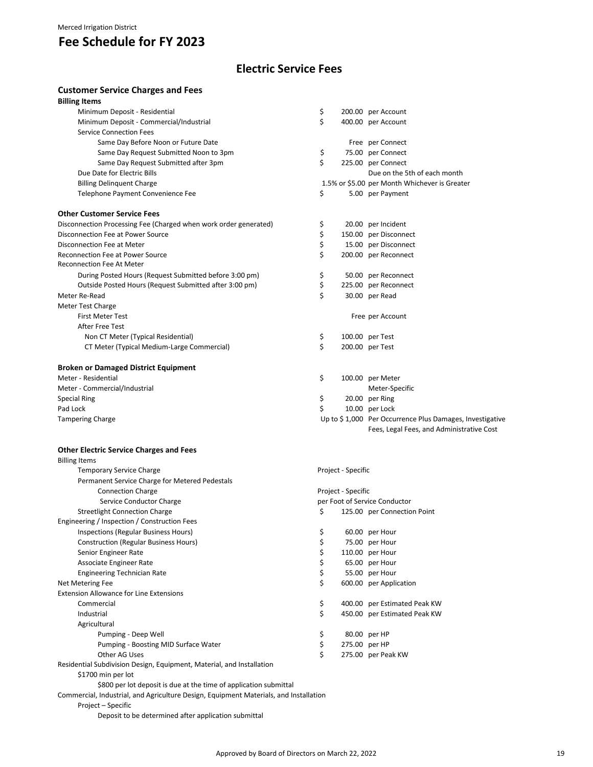Merced Irrigation District

# Fee Schedule for FY 2023

## Electric Service Fees

### Customer Service Charges and Fees

**Billing Items**

| Item | Fee |
|---|---|
| Minimum Deposit - Residential | $ 200.00 per Account |
| Minimum Deposit - Commercial/Industrial | $ 400.00 per Account |
| Service Connection Fees | |
| Same Day Before Noon or Future Date | Free per Connect |
| Same Day Request Submitted Noon to 3pm | $ 75.00 per Connect |
| Same Day Request Submitted after 3pm | $ 225.00 per Connect |
| Due Date for Electric Bills | Due on the 5th of each month |
| Billing Delinquent Charge | 1.5% or $5.00 per Month Whichever is Greater |
| Telephone Payment Convenience Fee | $ 5.00 per Payment |

### Other Customer Service Fees

| Item | Fee |
|---|---|
| Disconnection Processing Fee (Charged when work order generated) | $ 20.00 per Incident |
| Disconnection Fee at Power Source | $ 150.00 per Disconnect |
| Disconnection Fee at Meter | $ 15.00 per Disconnect |
| Reconnection Fee at Power Source | $ 200.00 per Reconnect |
| Reconnection Fee At Meter | |
| During Posted Hours (Request Submitted before 3:00 pm) | $ 50.00 per Reconnect |
| Outside Posted Hours (Request Submitted after 3:00 pm) | $ 225.00 per Reconnect |
| Meter Re-Read | $ 30.00 per Read |
| Meter Test Charge | |
| First Meter Test | Free per Account |
| After Free Test | |
| Non CT Meter (Typical Residential) | $ 100.00 per Test |
| CT Meter (Typical Medium-Large Commercial) | $ 200.00 per Test |

### Broken or Damaged District Equipment

| Item | Fee |
|---|---|
| Meter - Residential | $ 100.00 per Meter |
| Meter - Commercial/Industrial | Meter-Specific |
| Special Ring | $ 20.00 per Ring |
| Pad Lock | $ 10.00 per Lock |
| Tampering Charge | Up to $ 1,000 Per Occurrence Plus Damages, Investigative Fees, Legal Fees, and Administrative Cost |

### Other Electric Service Charges and Fees

| Item | Fee |
|---|---|
| Billing Items | |
| Temporary Service Charge | Project - Specific |
| Permanent Service Charge for Metered Pedestals | |
| Connection Charge | Project - Specific |
| Service Conductor Charge | per Foot of Service Conductor |
| Streetlight Connection Charge | $ 125.00 per Connection Point |
| Engineering / Inspection / Construction Fees | |
| Inspections (Regular Business Hours) | $ 60.00 per Hour |
| Construction (Regular Business Hours) | $ 75.00 per Hour |
| Senior Engineer Rate | $ 110.00 per Hour |
| Associate Engineer Rate | $ 65.00 per Hour |
| Engineering Technician Rate | $ 55.00 per Hour |
| Net Metering Fee | $ 600.00 per Application |
| Extension Allowance for Line Extensions | |
| Commercial | $ 400.00 per Estimated Peak KW |
| Industrial | $ 450.00 per Estimated Peak KW |
| Agricultural | |
| Pumping - Deep Well | $ 80.00 per HP |
| Pumping - Boosting MID Surface Water | $ 275.00 per HP |
| Other AG Uses | $ 275.00 per Peak KW |

Residential Subdivision Design, Equipment, Material, and Installation

- $1700 min per lot
  - $800 per lot deposit is due at the time of application submittal

Commercial, Industrial, and Agriculture Design, Equipment Materials, and Installation

- Project – Specific
  - Deposit to be determined after application submittal

Approved by Board of Directors on March 22, 2022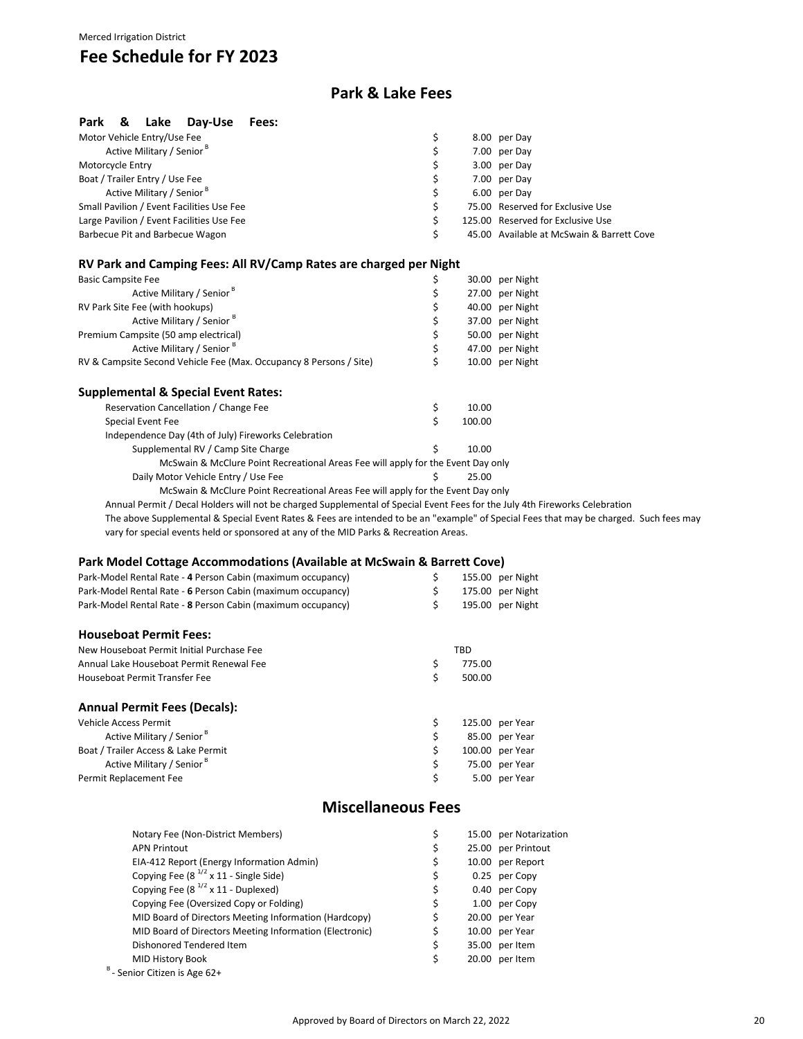Merced Irrigation District

# Fee Schedule for FY 2023

## Park & Lake Fees

### Park & Lake Day-Use Fees:

| | | |
|---|---|---|
| Motor Vehicle Entry/Use Fee | $ 8.00 | per Day |
| Active Military / Senior [B] | $ 7.00 | per Day |
| Motorcycle Entry | $ 3.00 | per Day |
| Boat / Trailer Entry / Use Fee | $ 7.00 | per Day |
| Active Military / Senior [B] | $ 6.00 | per Day |
| Small Pavilion / Event Facilities Use Fee | $ 75.00 | Reserved for Exclusive Use |
| Large Pavilion / Event Facilities Use Fee | $ 125.00 | Reserved for Exclusive Use |
| Barbecue Pit and Barbecue Wagon | $ 45.00 | Available at McSwain & Barrett Cove |

### RV Park and Camping Fees: All RV/Camp Rates are charged per Night

| | | |
|---|---|---|
| Basic Campsite Fee | $ 30.00 | per Night |
| Active Military / Senior [B] | $ 27.00 | per Night |
| RV Park Site Fee (with hookups) | $ 40.00 | per Night |
| Active Military / Senior [B] | $ 37.00 | per Night |
| Premium Campsite (50 amp electrical) | $ 50.00 | per Night |
| Active Military / Senior [B] | $ 47.00 | per Night |
| RV & Campsite Second Vehicle Fee (Max. Occupancy 8 Persons / Site) | $ 10.00 | per Night |

### Supplemental & Special Event Rates:

| | |
|---|---|
| Reservation Cancellation / Change Fee | $ 10.00 |
| Special Event Fee | $ 100.00 |
| Independence Day (4th of July) Fireworks Celebration | |
| Supplemental RV / Camp Site Charge | $ 10.00 |
| McSwain & McClure Point Recreational Areas Fee will apply for the Event Day only | |
| Daily Motor Vehicle Entry / Use Fee | $ 25.00 |
| McSwain & McClure Point Recreational Areas Fee will apply for the Event Day only | |

Annual Permit / Decal Holders will not be charged Supplemental of Special Event Fees for the July 4th Fireworks Celebration

The above Supplemental & Special Event Rates & Fees are intended to be an "example" of Special Fees that may be charged. Such fees may vary for special events held or sponsored at any of the MID Parks & Recreation Areas.

### Park Model Cottage Accommodations (Available at McSwain & Barrett Cove)

| | | |
|---|---|---|
| Park-Model Rental Rate - **4** Person Cabin (maximum occupancy) | $ 155.00 | per Night |
| Park-Model Rental Rate - **6** Person Cabin (maximum occupancy) | $ 175.00 | per Night |
| Park-Model Rental Rate - **8** Person Cabin (maximum occupancy) | $ 195.00 | per Night |

### Houseboat Permit Fees:

| | |
|---|---|
| New Houseboat Permit Initial Purchase Fee | TBD |
| Annual Lake Houseboat Permit Renewal Fee | $ 775.00 |
| Houseboat Permit Transfer Fee | $ 500.00 |

### Annual Permit Fees (Decals):

| | | |
|---|---|---|
| Vehicle Access Permit | $ 125.00 | per Year |
| Active Military / Senior [B] | $ 85.00 | per Year |
| Boat / Trailer Access & Lake Permit | $ 100.00 | per Year |
| Active Military / Senior [B] | $ 75.00 | per Year |
| Permit Replacement Fee | $ 5.00 | per Year |

## Miscellaneous Fees

| | | |
|---|---|---|
| Notary Fee (Non-District Members) | $ 15.00 | per Notarization |
| APN Printout | $ 25.00 | per Printout |
| EIA-412 Report (Energy Information Admin) | $ 10.00 | per Report |
| Copying Fee ($8^{1/2}$ x 11 - Single Side) | $ 0.25 | per Copy |
| Copying Fee ($8^{1/2}$ x 11 - Duplexed) | $ 0.40 | per Copy |
| Copying Fee (Oversized Copy or Folding) | $ 1.00 | per Copy |
| MID Board of Directors Meeting Information (Hardcopy) | $ 20.00 | per Year |
| MID Board of Directors Meeting Information (Electronic) | $ 10.00 | per Year |
| Dishonored Tendered Item | $ 35.00 | per Item |
| MID History Book | $ 20.00 | per Item |

[B] - Senior Citizen is Age 62+

Approved by Board of Directors on March 22, 2022